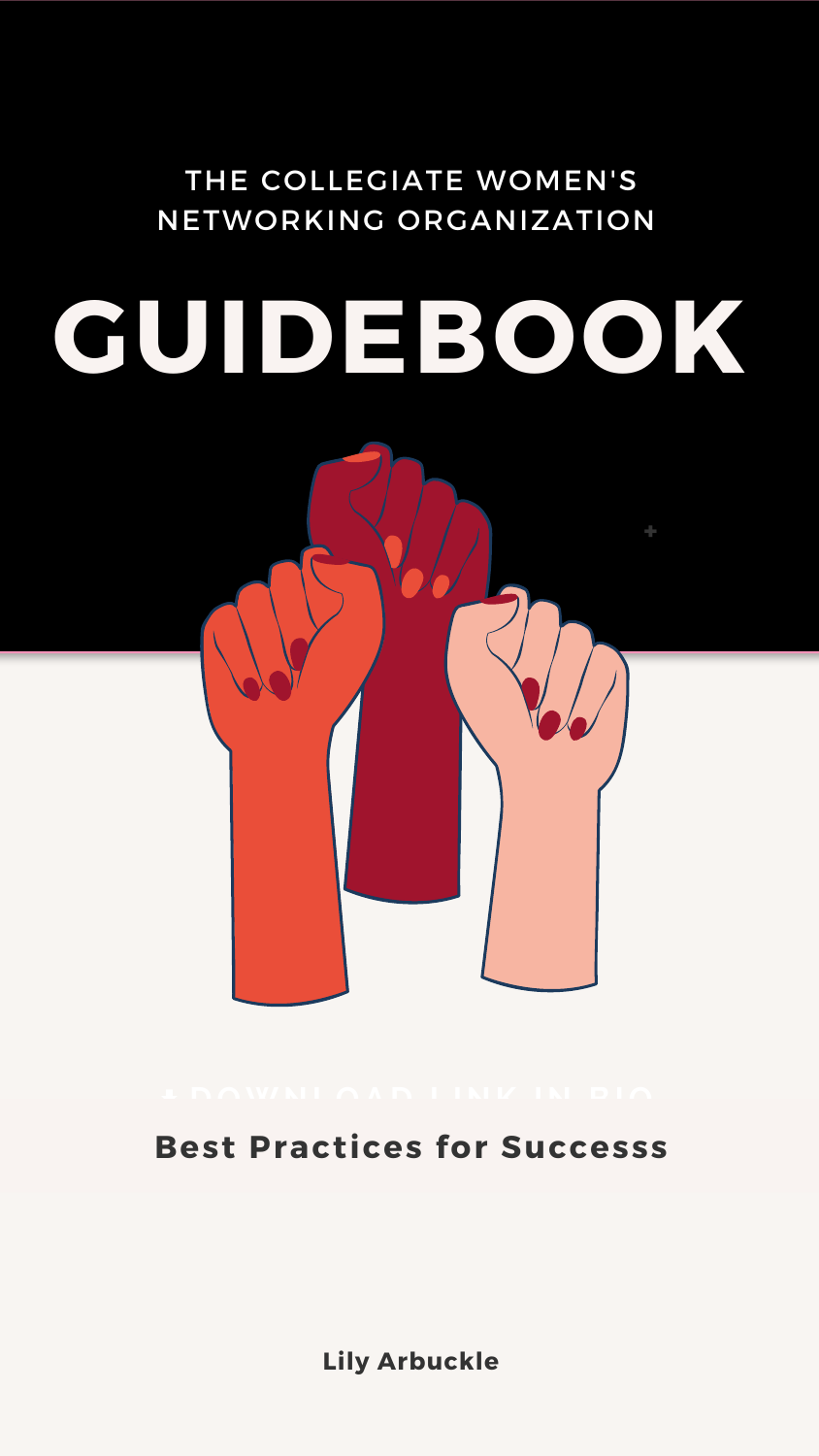THE COLLEGIATE WOMEN'S NETWORKING ORGANIZATION

# GUIDEBOOK

**Best Practices for Successs**

**Lily Arbuckle**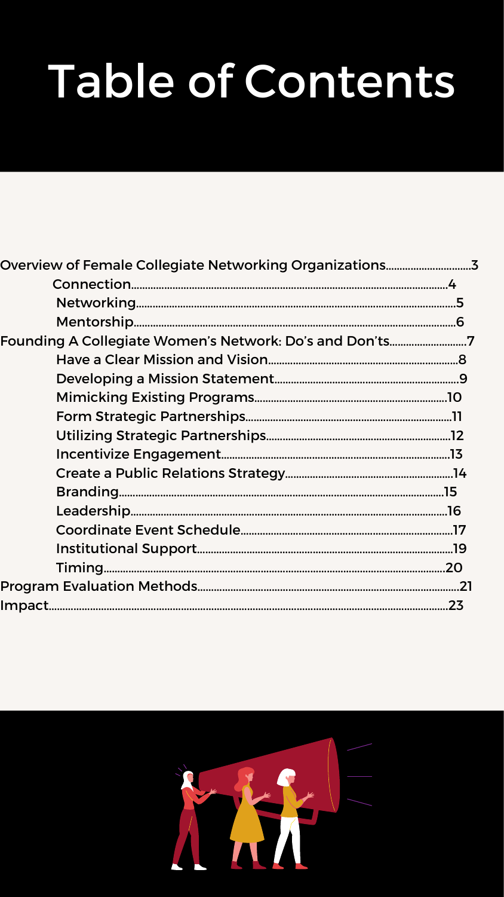# Table of Contents

- Overview of Female Collegiate Networking Organizations....3
  - Connection....4
  - Networking....5
  - Mentorship....6
- Founding A Collegiate Women's Network: Do's and Don'ts....7
  - Have a Clear Mission and Vision....8
  - Developing a Mission Statement....9
  - Mimicking Existing Programs....10
  - Form Strategic Partnerships....11
  - Utilizing Strategic Partnerships....12
  - Incentivize Engagement....13
  - Create a Public Relations Strategy....14
  - Branding....15
  - Leadership....16
  - Coordinate Event Schedule....17
  - Institutional Support....19
  - Timing....20
- Program Evaluation Methods....21
- Impact....23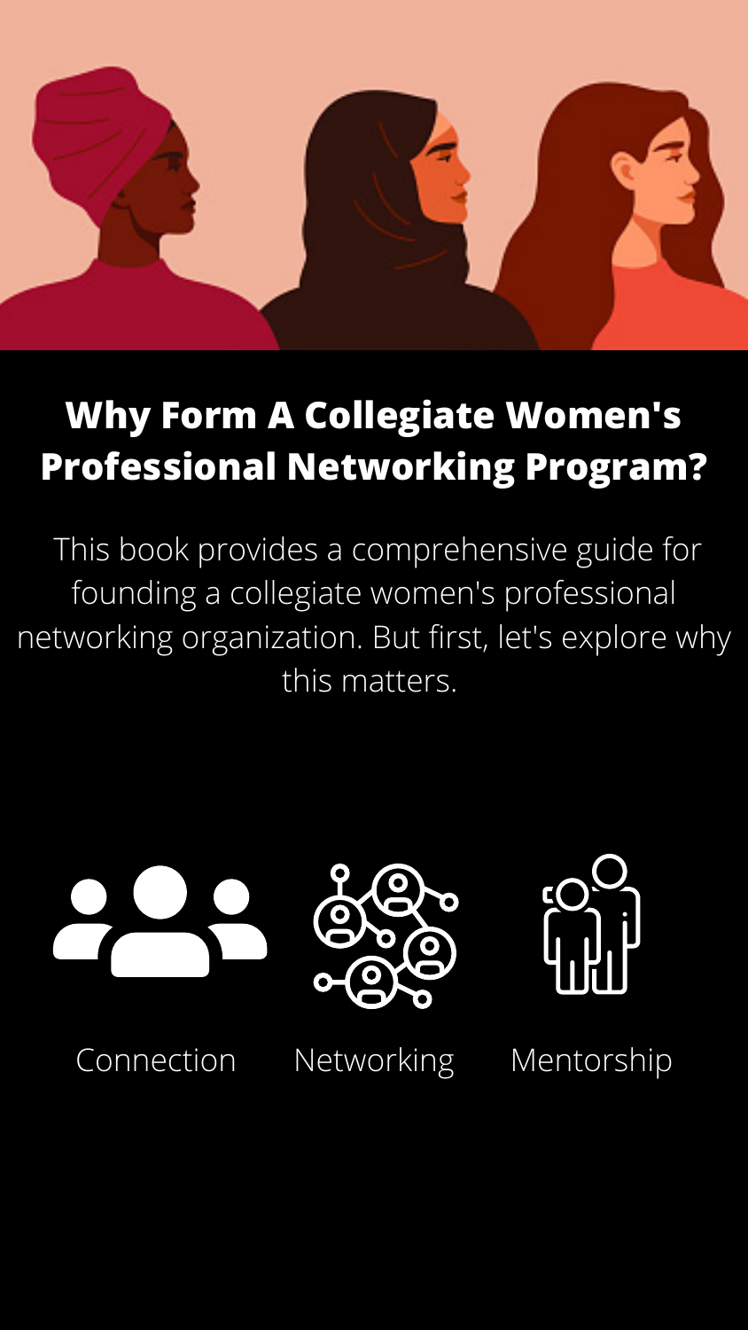# Why Form A Collegiate Women's Professional Networking Program?

This book provides a comprehensive guide for founding a collegiate women's professional networking organization. But first, let's explore why this matters.

Connection

Networking

Mentorship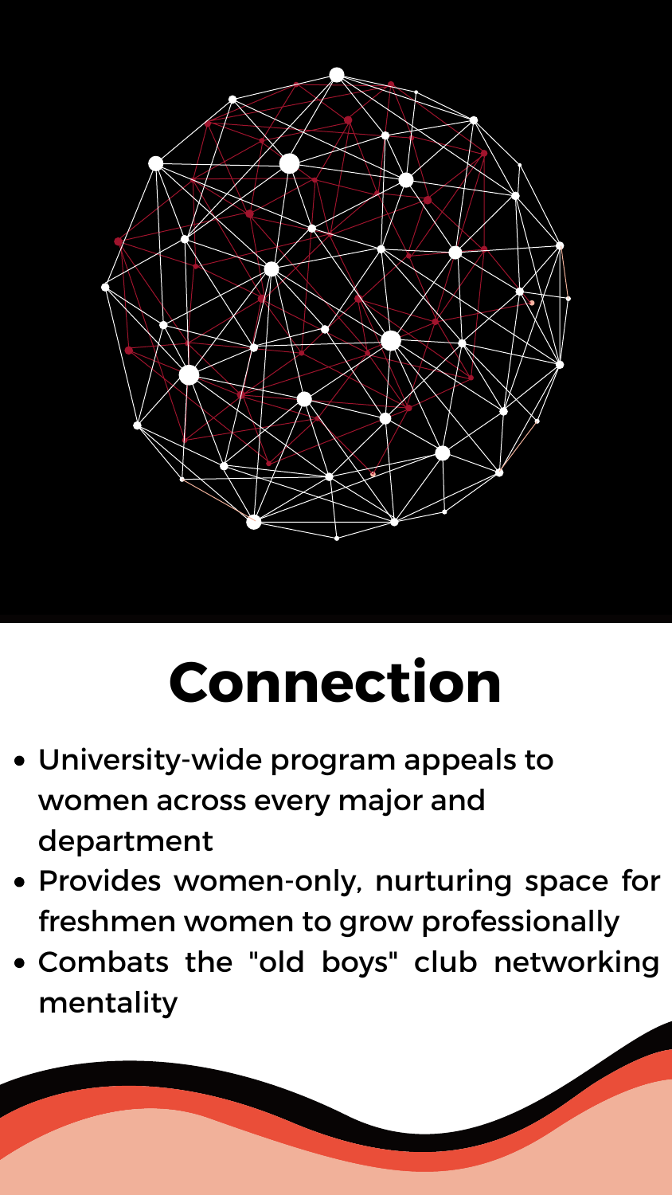# Connection

- University-wide program appeals to women across every major and department
- Provides women-only, nurturing space for freshmen women to grow professionally
- Combats the "old boys" club networking mentality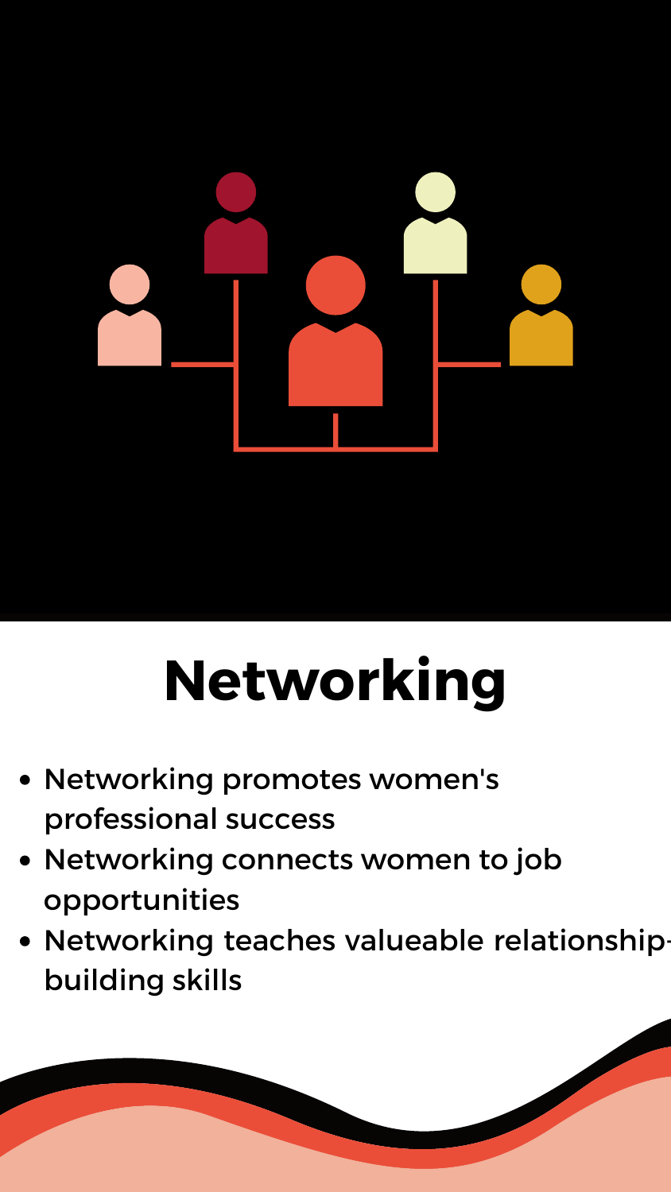# Networking

- Networking promotes women's professional success
- Networking connects women to job opportunities
- Networking teaches valueable relationship-building skills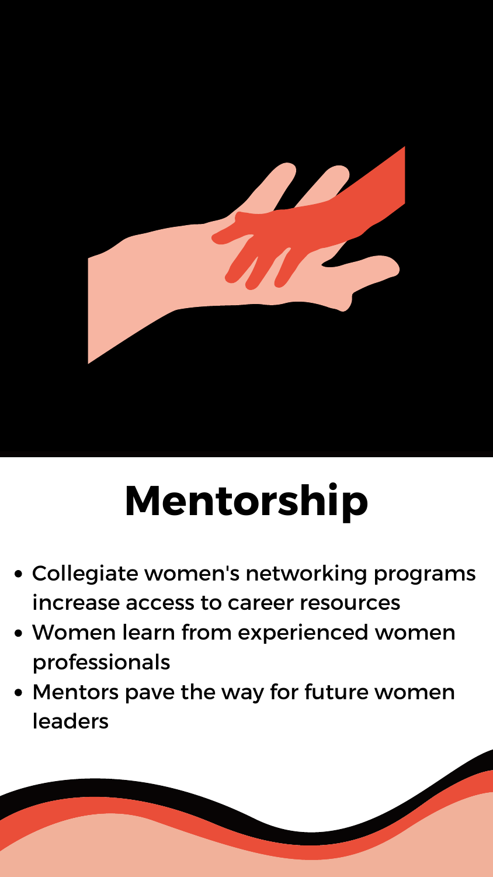# Mentorship

- Collegiate women's networking programs increase access to career resources
- Women learn from experienced women professionals
- Mentors pave the way for future women leaders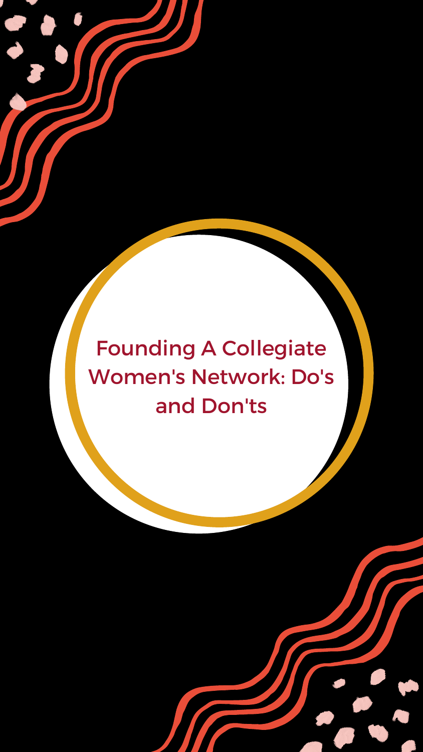# Founding A Collegiate Women's Network: Do's and Don'ts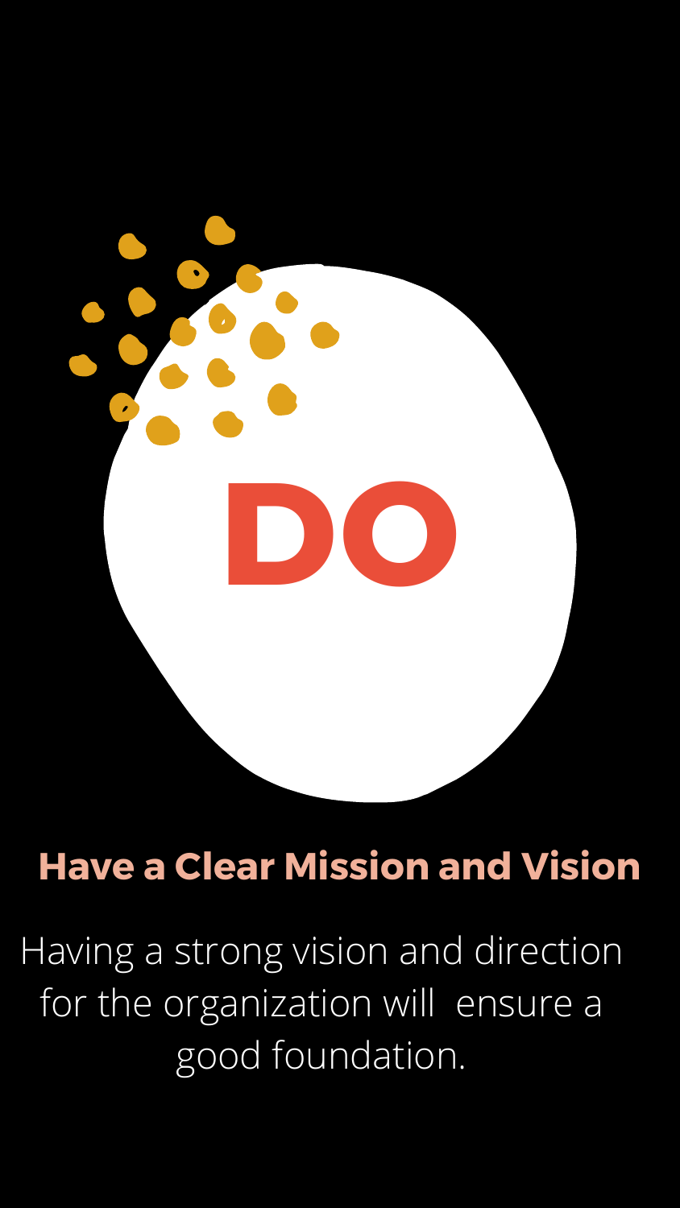# DO

## Have a Clear Mission and Vision

Having a strong vision and direction for the organization will ensure a good foundation.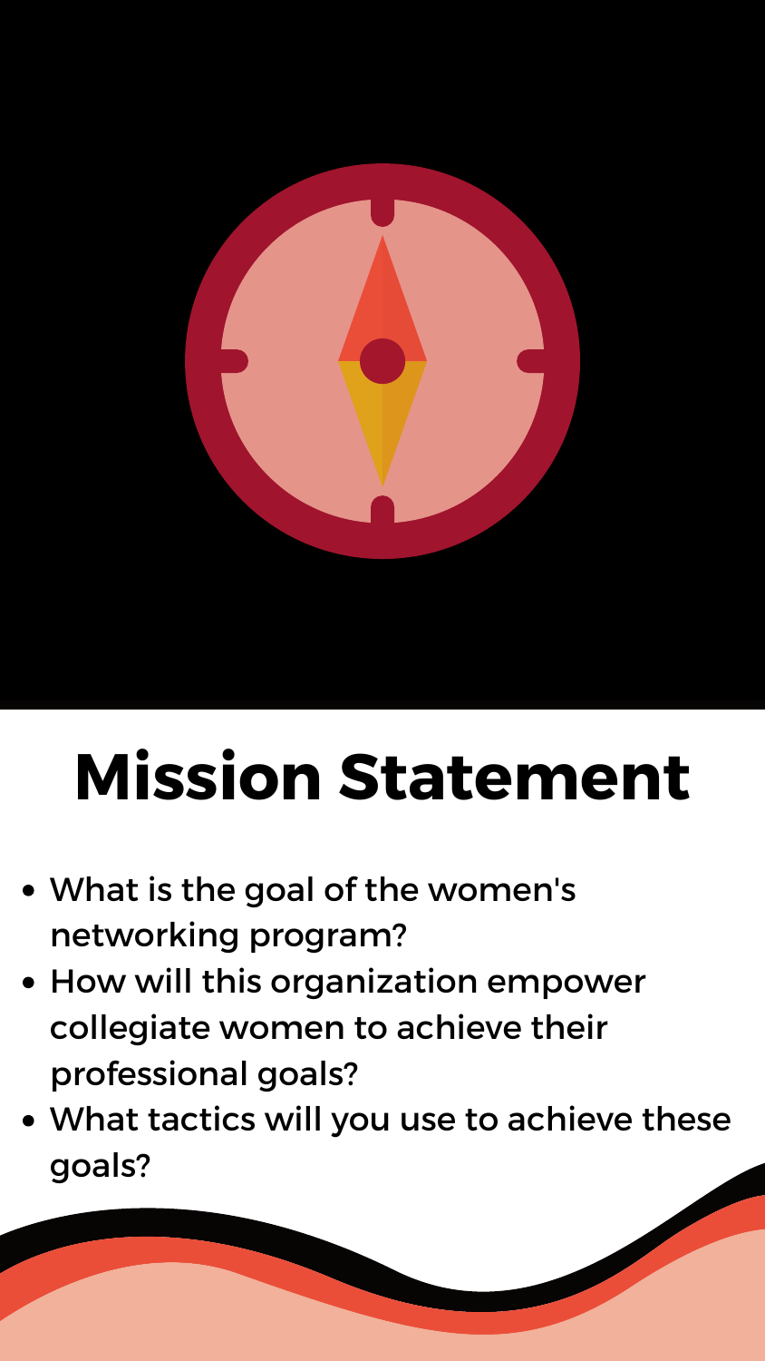# Mission Statement

- What is the goal of the women's networking program?
- How will this organization empower collegiate women to achieve their professional goals?
- What tactics will you use to achieve these goals?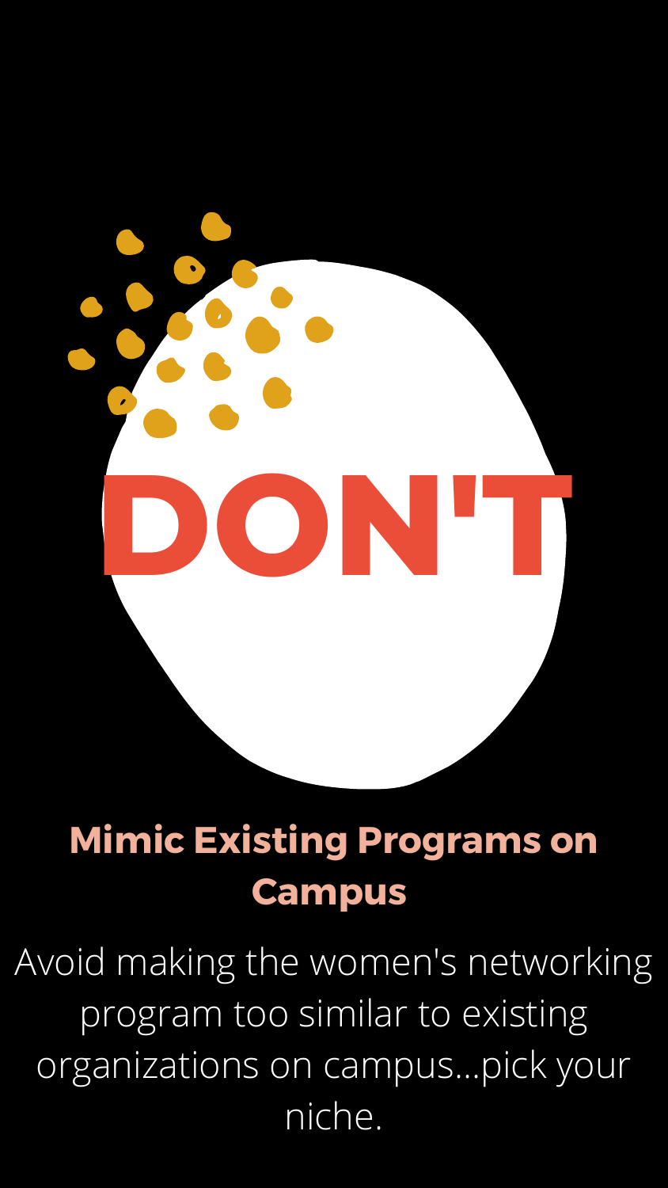# DON'T

## Mimic Existing Programs on Campus

Avoid making the women's networking program too similar to existing organizations on campus...pick your niche.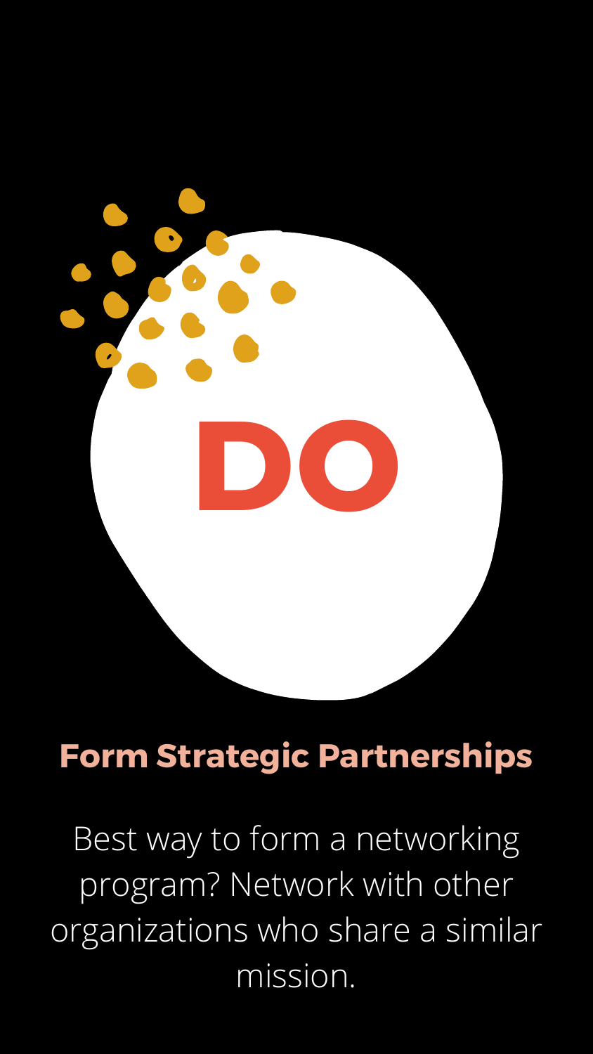# DO

## Form Strategic Partnerships

Best way to form a networking program? Network with other organizations who share a similar mission.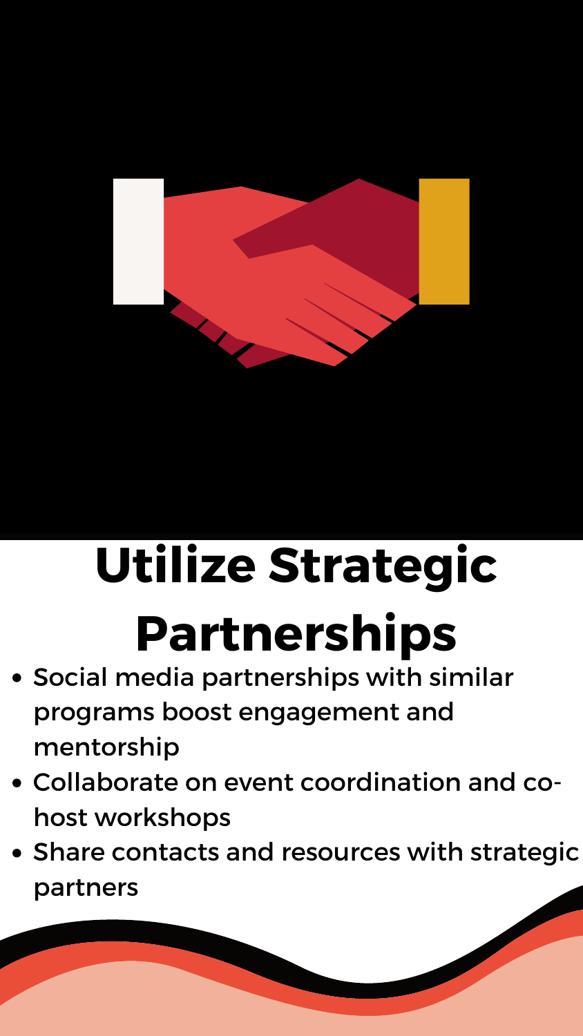# Utilize Strategic Partnerships

- Social media partnerships with similar programs boost engagement and mentorship
- Collaborate on event coordination and co-host workshops
- Share contacts and resources with strategic partners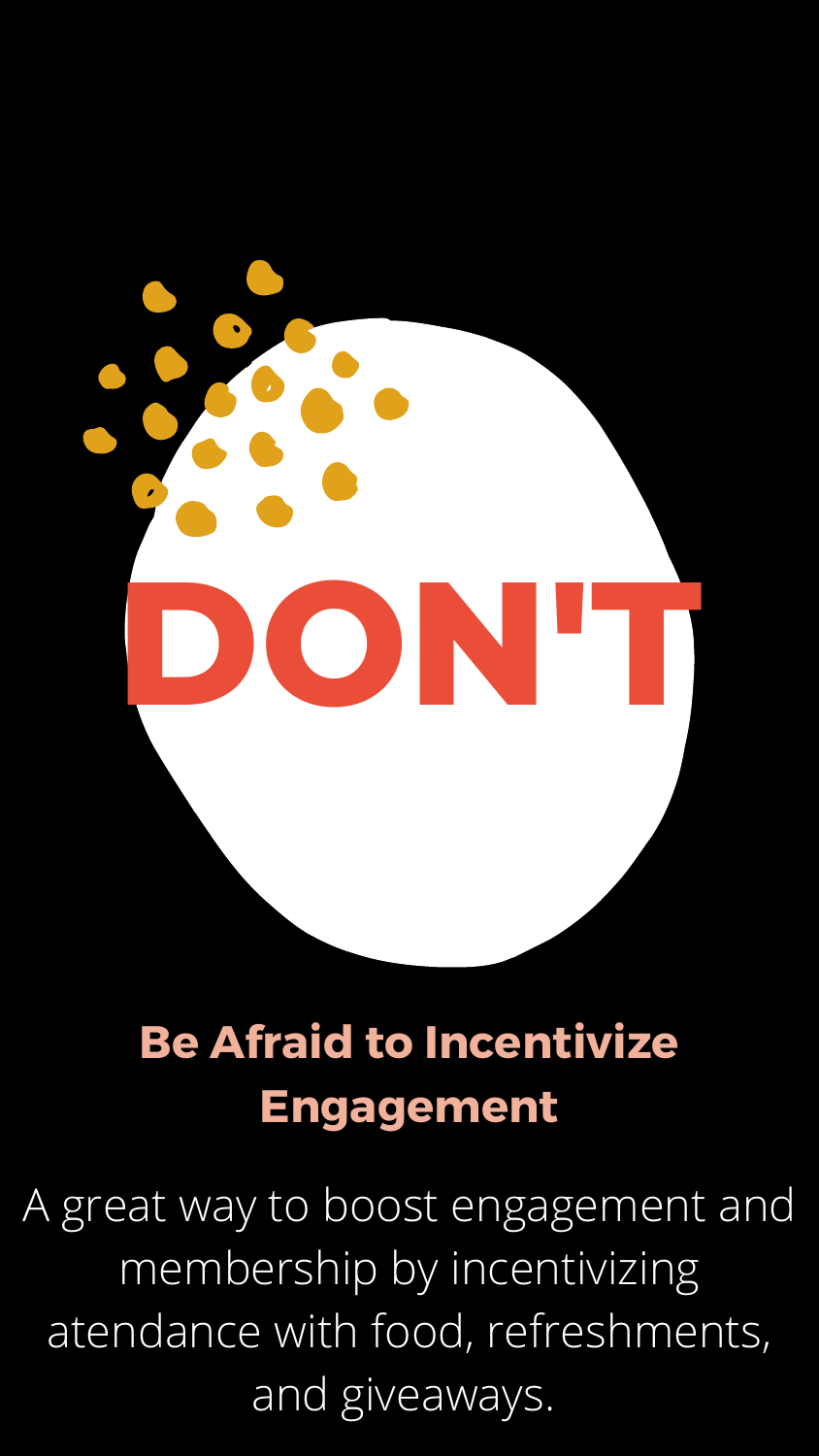# DON'T

## Be Afraid to Incentivize Engagement

A great way to boost engagement and membership by incentivizing atendance with food, refreshments, and giveaways.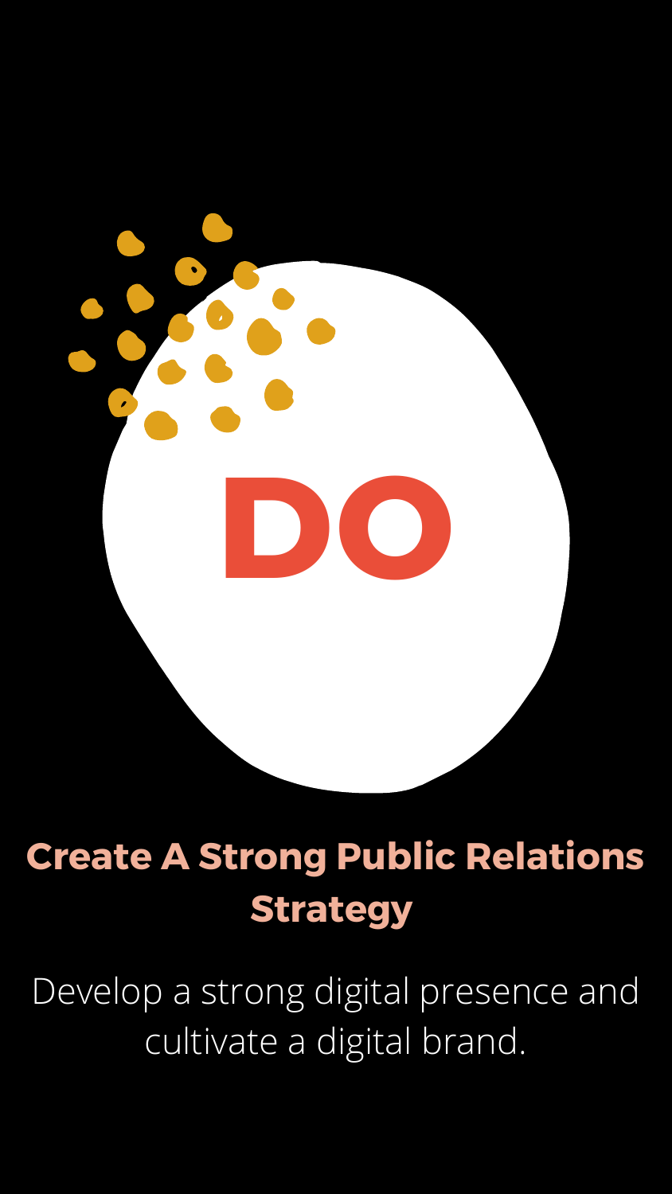DO

## Create A Strong Public Relations Strategy

Develop a strong digital presence and cultivate a digital brand.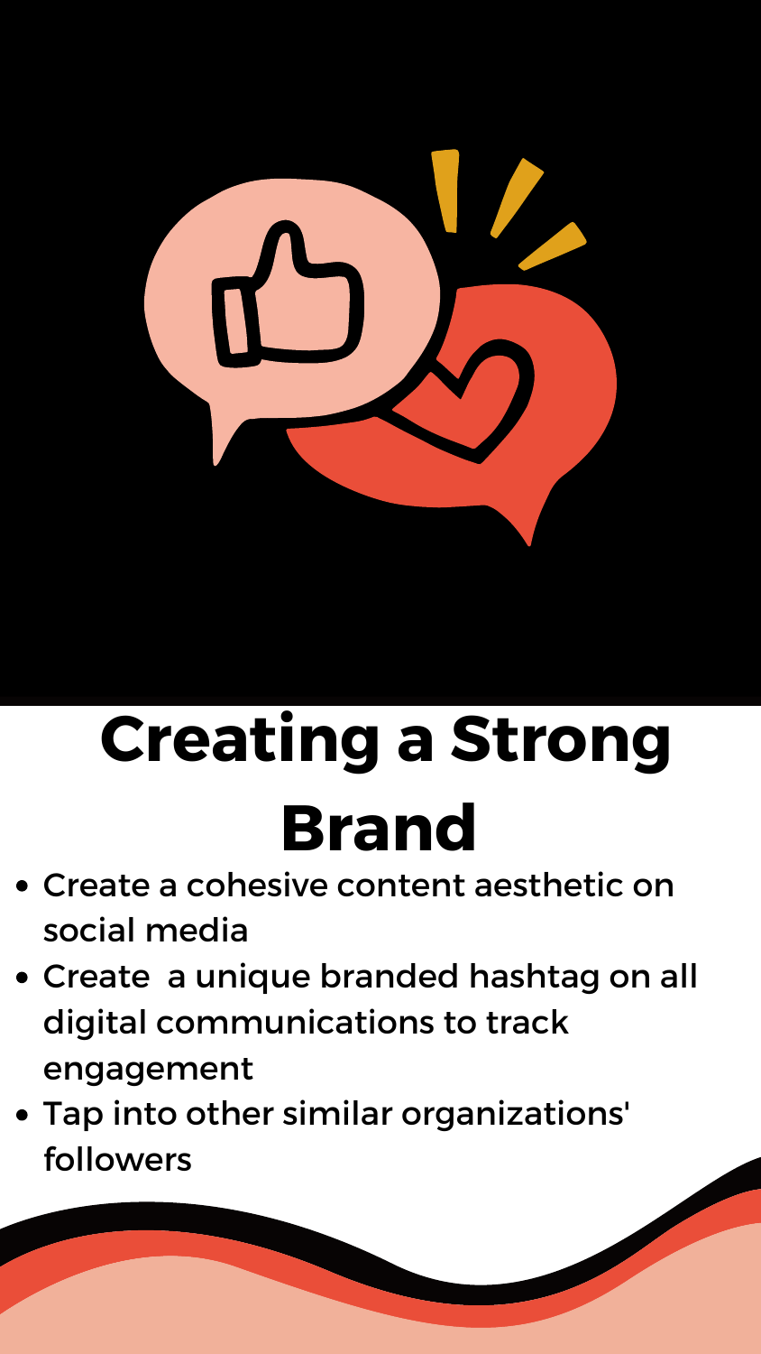# Creating a Strong Brand

- Create a cohesive content aesthetic on social media
- Create  a unique branded hashtag on all digital communications to track engagement
- Tap into other similar organizations' followers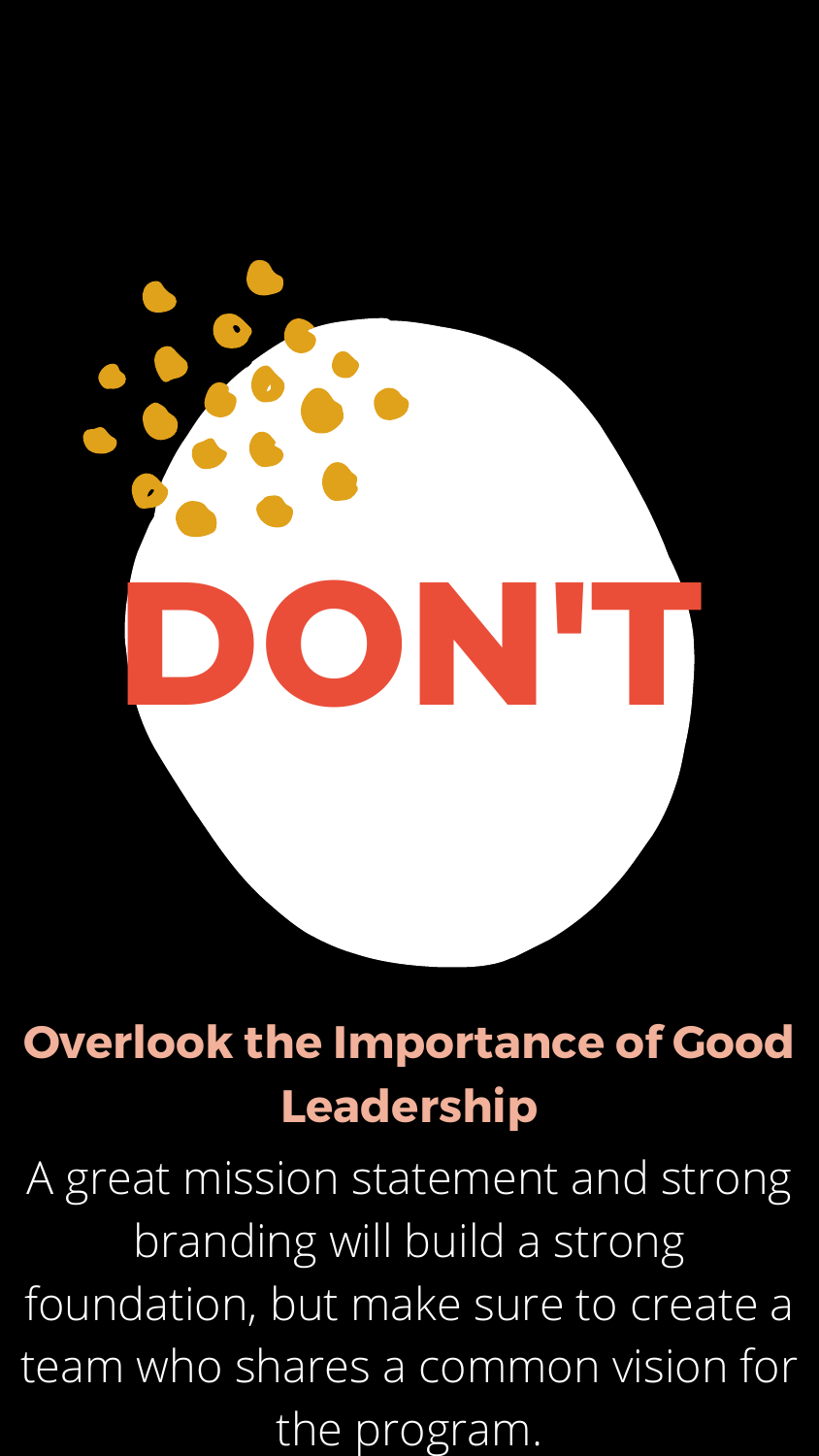# DON'T

## Overlook the Importance of Good Leadership

A great mission statement and strong branding will build a strong foundation, but make sure to create a team who shares a common vision for the program.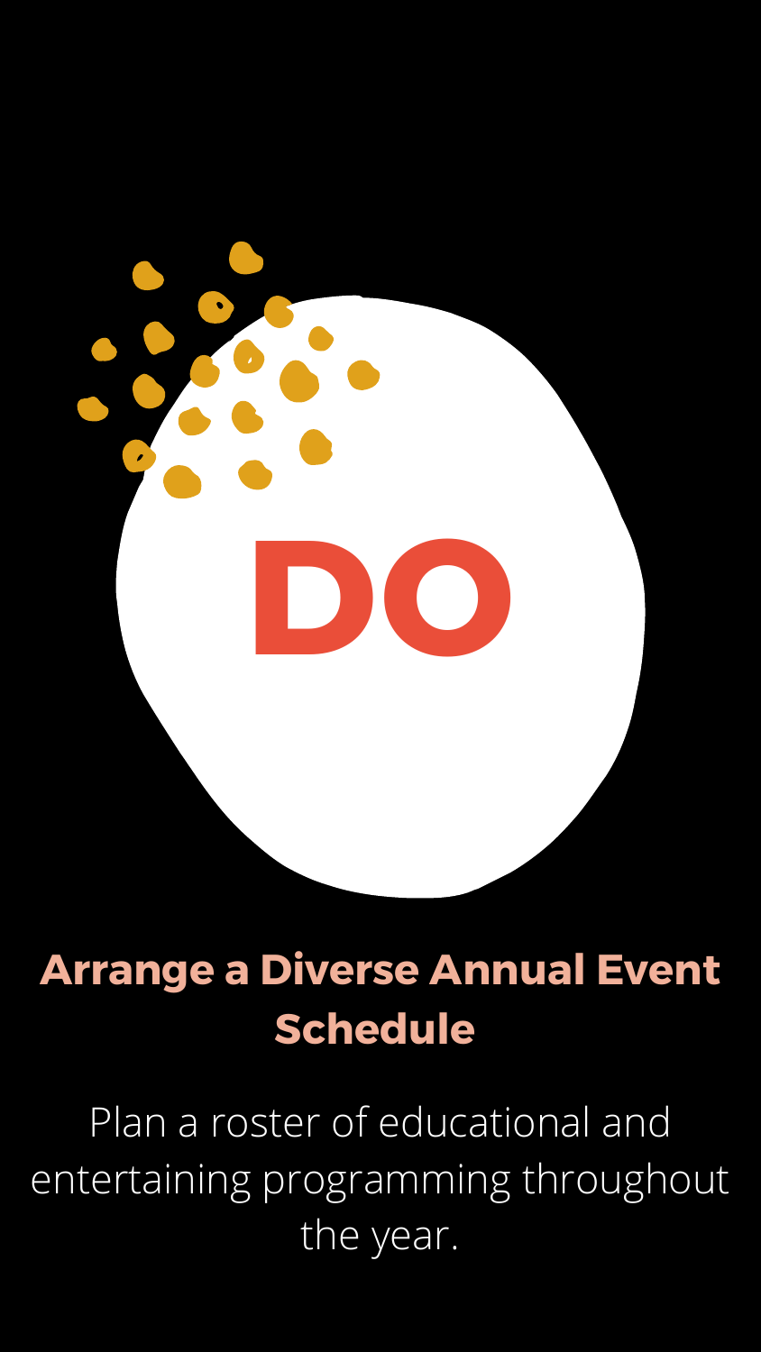# DO

## Arrange a Diverse Annual Event Schedule

Plan a roster of educational and entertaining programming throughout the year.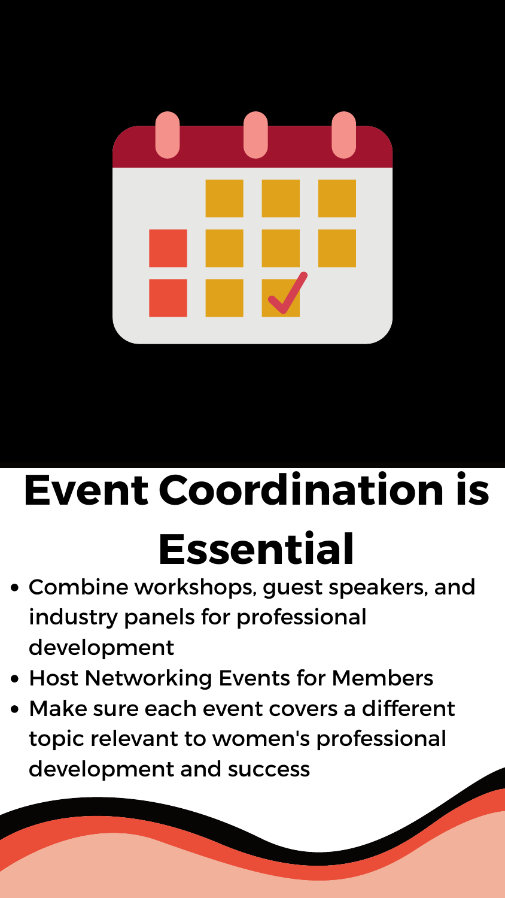# Event Coordination is Essential

- Combine workshops, guest speakers, and industry panels for professional development
- Host Networking Events for Members
- Make sure each event covers a different topic relevant to women's professional development and success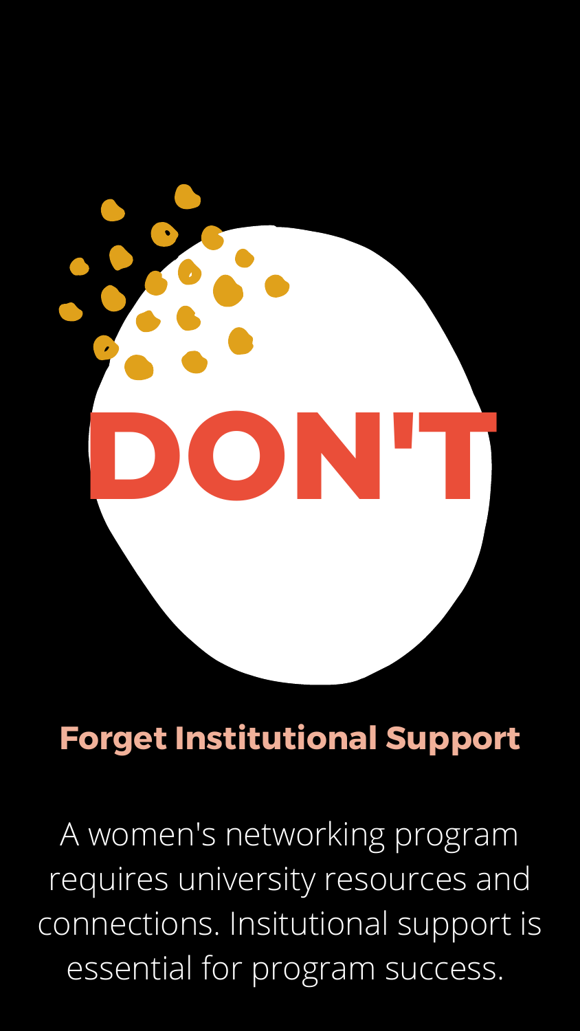# DON'T

## Forget Institutional Support

A women's networking program requires university resources and connections. Insitutional support is essential for program success.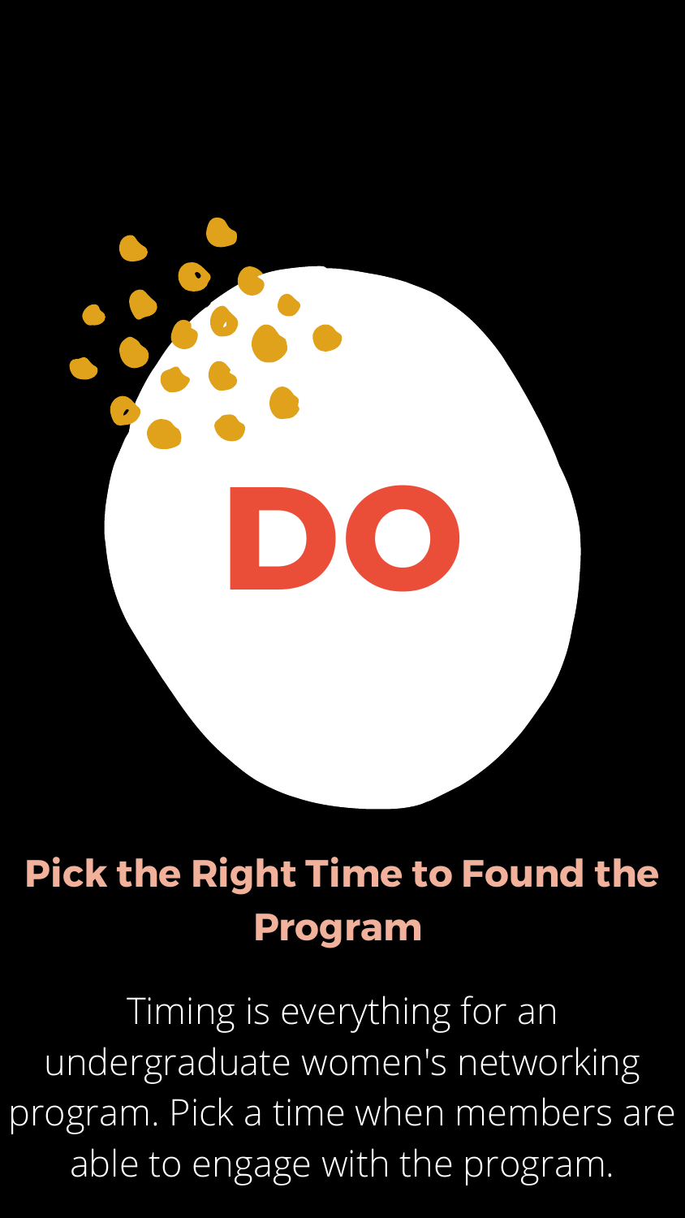# DO

## Pick the Right Time to Found the Program

Timing is everything for an undergraduate women's networking program. Pick a time when members are able to engage with the program.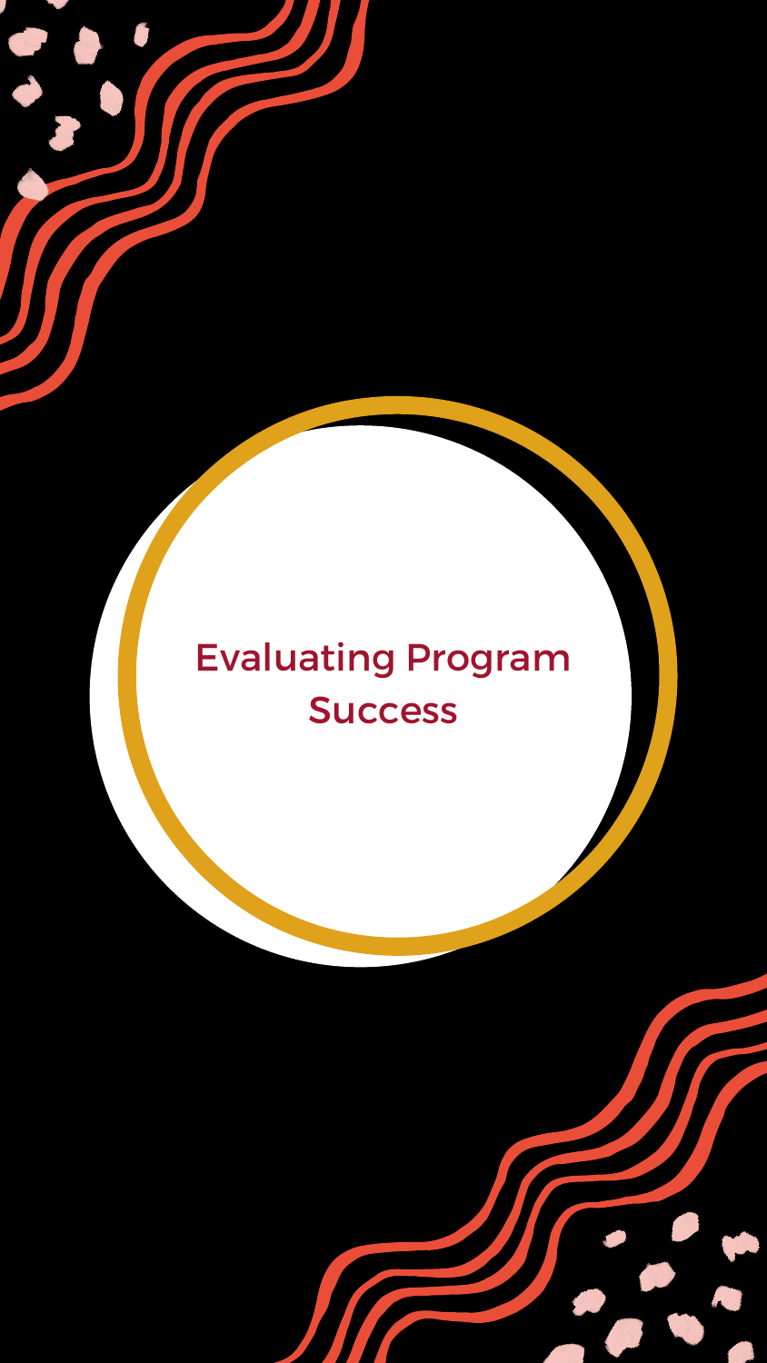# Evaluating Program Success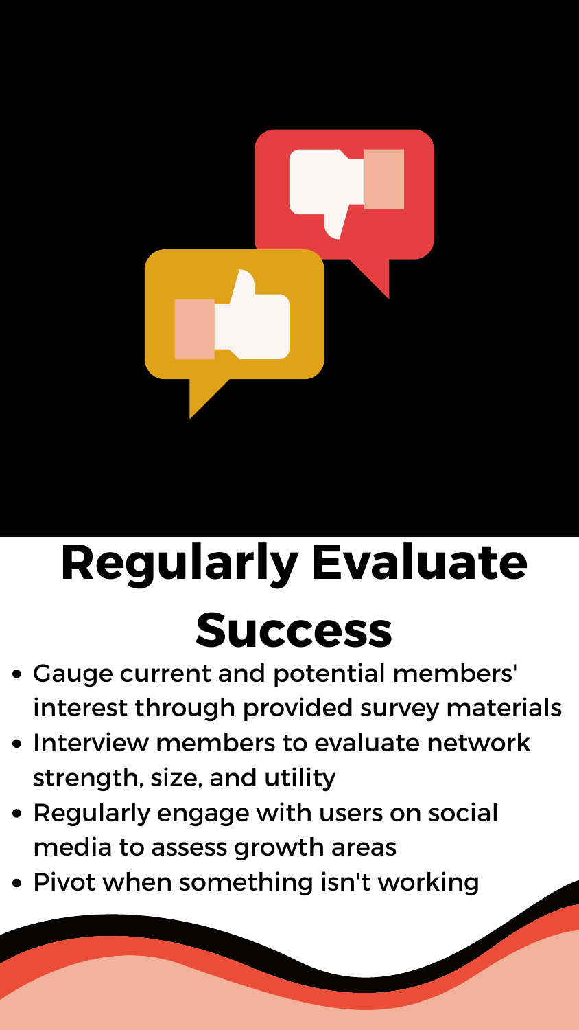# Regularly Evaluate Success

- Gauge current and potential members' interest through provided survey materials
- Interview members to evaluate network strength, size, and utility
- Regularly engage with users on social media to assess growth areas
- Pivot when something isn't working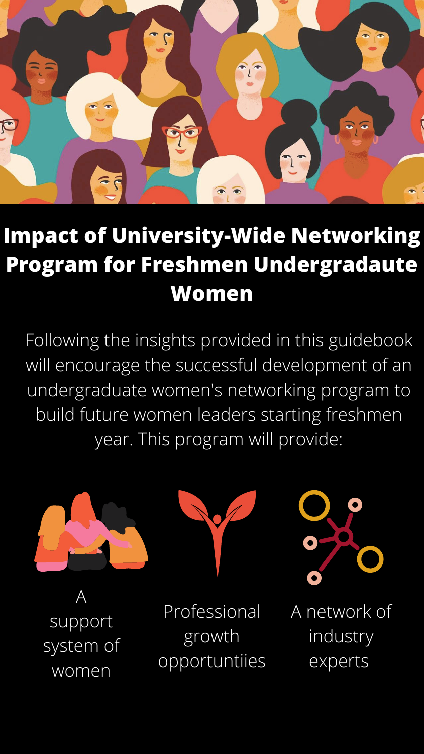# Impact of University-Wide Networking Program for Freshmen Undergradaute Women

Following the insights provided in this guidebook will encourage the successful development of an undergraduate women's networking program to build future women leaders starting freshmen year. This program will provide:

- A support system of women
- Professional growth opportuntiies
- A network of industry experts